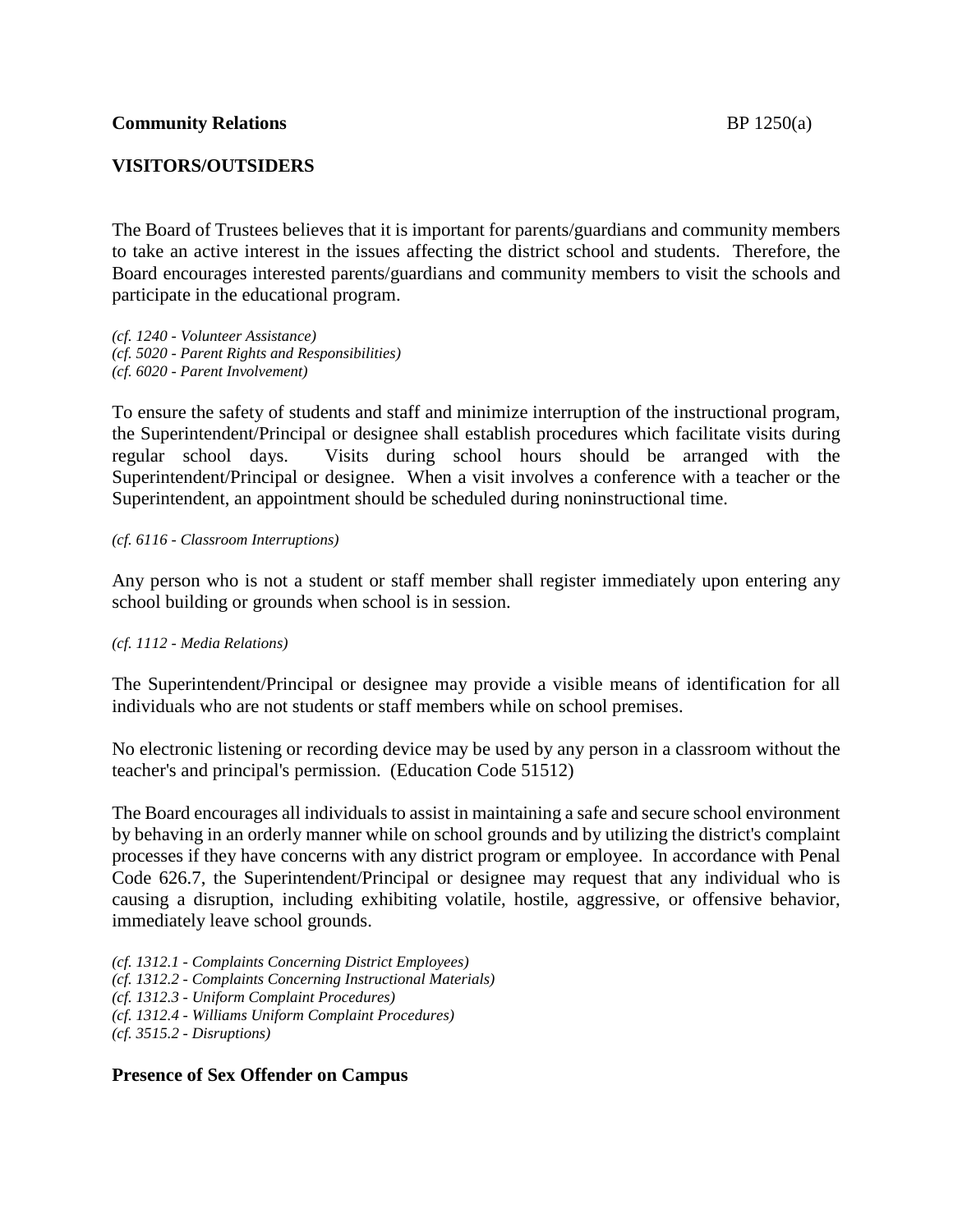**Community Relations** BP 1250(a)

## VISITORS/OUTSIDERS

The Board of Trustees believes that it is important for parents/guardians and community members to take an active interest in the issues affecting the district school and students. Therefore, the Board encourages interested parents/guardians and community members to visit the schools and participate in the educational program.

*(cf. 1240 - Volunteer Assistance)*
*(cf. 5020 - Parent Rights and Responsibilities)*
*(cf. 6020 - Parent Involvement)*

To ensure the safety of students and staff and minimize interruption of the instructional program, the Superintendent/Principal or designee shall establish procedures which facilitate visits during regular school days. Visits during school hours should be arranged with the Superintendent/Principal or designee. When a visit involves a conference with a teacher or the Superintendent, an appointment should be scheduled during noninstructional time.

*(cf. 6116 - Classroom Interruptions)*

Any person who is not a student or staff member shall register immediately upon entering any school building or grounds when school is in session.

*(cf. 1112 - Media Relations)*

The Superintendent/Principal or designee may provide a visible means of identification for all individuals who are not students or staff members while on school premises.

No electronic listening or recording device may be used by any person in a classroom without the teacher's and principal's permission. (Education Code 51512)

The Board encourages all individuals to assist in maintaining a safe and secure school environment by behaving in an orderly manner while on school grounds and by utilizing the district's complaint processes if they have concerns with any district program or employee. In accordance with Penal Code 626.7, the Superintendent/Principal or designee may request that any individual who is causing a disruption, including exhibiting volatile, hostile, aggressive, or offensive behavior, immediately leave school grounds.

*(cf. 1312.1 - Complaints Concerning District Employees)*
*(cf. 1312.2 - Complaints Concerning Instructional Materials)*
*(cf. 1312.3 - Uniform Complaint Procedures)*
*(cf. 1312.4 - Williams Uniform Complaint Procedures)*
*(cf. 3515.2 - Disruptions)*

### Presence of Sex Offender on Campus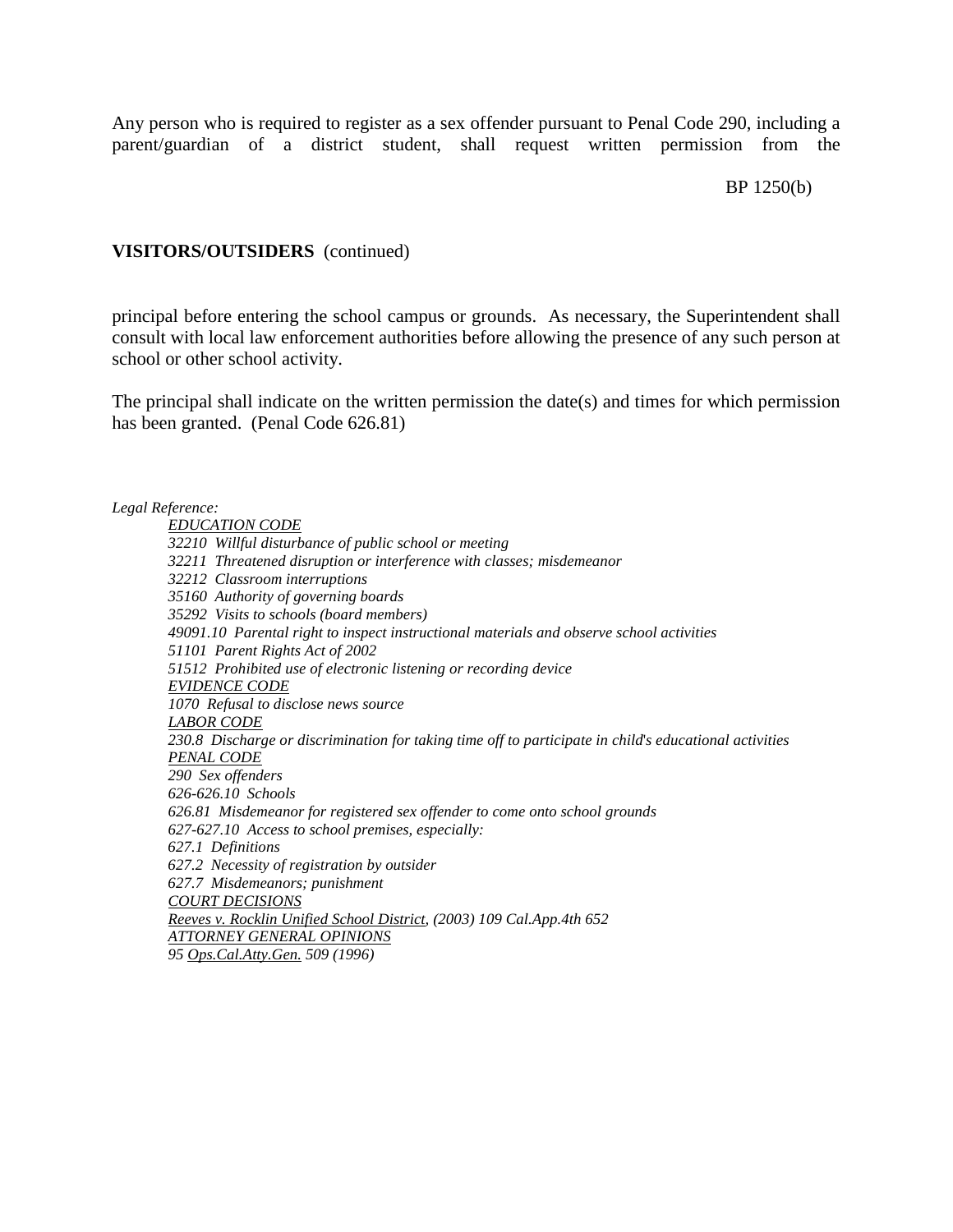Any person who is required to register as a sex offender pursuant to Penal Code 290, including a parent/guardian of a district student, shall request written permission from the principal before entering the school campus or grounds. As necessary, the Superintendent shall consult with local law enforcement authorities before allowing the presence of any such person at school or other school activity.

The principal shall indicate on the written permission the date(s) and times for which permission has been granted. (Penal Code 626.81)

*Legal Reference:*

*EDUCATION CODE*
*32210 Willful disturbance of public school or meeting*
*32211 Threatened disruption or interference with classes; misdemeanor*
*32212 Classroom interruptions*
*35160 Authority of governing boards*
*35292 Visits to schools (board members)*
*49091.10 Parental right to inspect instructional materials and observe school activities*
*51101 Parent Rights Act of 2002*
*51512 Prohibited use of electronic listening or recording device*

*EVIDENCE CODE*
*1070 Refusal to disclose news source*

*LABOR CODE*
*230.8 Discharge or discrimination for taking time off to participate in child's educational activities*

*PENAL CODE*
*290 Sex offenders*
*626-626.10 Schools*
*626.81 Misdemeanor for registered sex offender to come onto school grounds*
*627-627.10 Access to school premises, especially:*
*627.1 Definitions*
*627.2 Necessity of registration by outsider*
*627.7 Misdemeanors; punishment*

*COURT DECISIONS*
*Reeves v. Rocklin Unified School District, (2003) 109 Cal.App.4th 652*

*ATTORNEY GENERAL OPINIONS*
*95 Ops.Cal.Atty.Gen. 509 (1996)*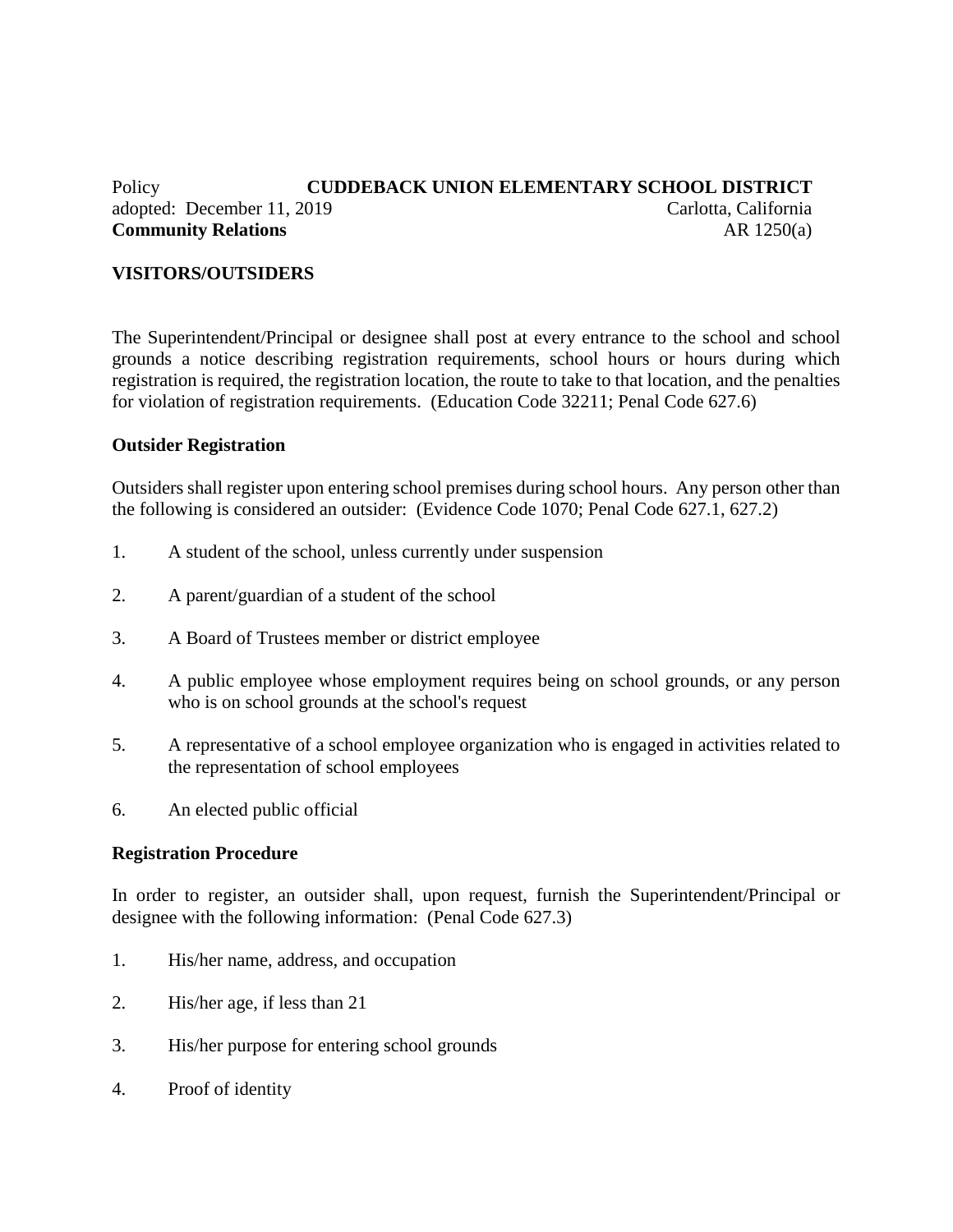Policy **CUDDEBACK UNION ELEMENTARY SCHOOL DISTRICT**
adopted: December 11, 2019 Carlotta, California
**Community Relations** AR 1250(a)

**VISITORS/OUTSIDERS**

The Superintendent/Principal or designee shall post at every entrance to the school and school grounds a notice describing registration requirements, school hours or hours during which registration is required, the registration location, the route to take to that location, and the penalties for violation of registration requirements. (Education Code 32211; Penal Code 627.6)

**Outsider Registration**

Outsiders shall register upon entering school premises during school hours. Any person other than the following is considered an outsider: (Evidence Code 1070; Penal Code 627.1, 627.2)

1. A student of the school, unless currently under suspension

2. A parent/guardian of a student of the school

3. A Board of Trustees member or district employee

4. A public employee whose employment requires being on school grounds, or any person who is on school grounds at the school's request

5. A representative of a school employee organization who is engaged in activities related to the representation of school employees

6. An elected public official

**Registration Procedure**

In order to register, an outsider shall, upon request, furnish the Superintendent/Principal or designee with the following information: (Penal Code 627.3)

1. His/her name, address, and occupation

2. His/her age, if less than 21

3. His/her purpose for entering school grounds

4. Proof of identity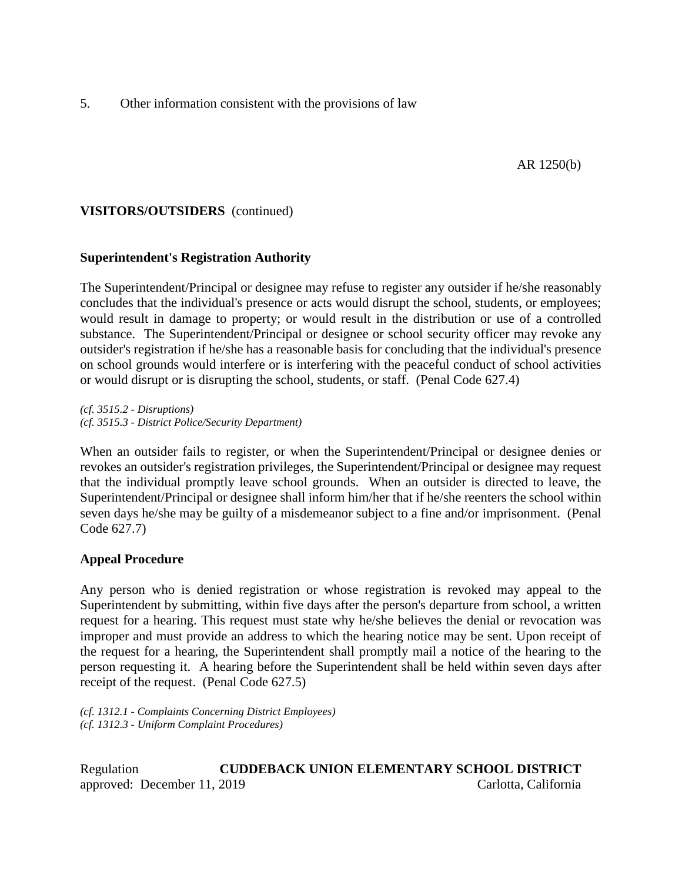5. Other information consistent with the provisions of law

**VISITORS/OUTSIDERS** (continued)

**Superintendent's Registration Authority**

The Superintendent/Principal or designee may refuse to register any outsider if he/she reasonably concludes that the individual's presence or acts would disrupt the school, students, or employees; would result in damage to property; or would result in the distribution or use of a controlled substance. The Superintendent/Principal or designee or school security officer may revoke any outsider's registration if he/she has a reasonable basis for concluding that the individual's presence on school grounds would interfere or is interfering with the peaceful conduct of school activities or would disrupt or is disrupting the school, students, or staff. (Penal Code 627.4)

*(cf. 3515.2 - Disruptions)*
*(cf. 3515.3 - District Police/Security Department)*

When an outsider fails to register, or when the Superintendent/Principal or designee denies or revokes an outsider's registration privileges, the Superintendent/Principal or designee may request that the individual promptly leave school grounds. When an outsider is directed to leave, the Superintendent/Principal or designee shall inform him/her that if he/she reenters the school within seven days he/she may be guilty of a misdemeanor subject to a fine and/or imprisonment. (Penal Code 627.7)

**Appeal Procedure**

Any person who is denied registration or whose registration is revoked may appeal to the Superintendent by submitting, within five days after the person's departure from school, a written request for a hearing. This request must state why he/she believes the denial or revocation was improper and must provide an address to which the hearing notice may be sent. Upon receipt of the request for a hearing, the Superintendent shall promptly mail a notice of the hearing to the person requesting it. A hearing before the Superintendent shall be held within seven days after receipt of the request. (Penal Code 627.5)

*(cf. 1312.1 - Complaints Concerning District Employees)*
*(cf. 1312.3 - Uniform Complaint Procedures)*

Regulation **CUDDEBACK UNION ELEMENTARY SCHOOL DISTRICT**
approved: December 11, 2019 Carlotta, California